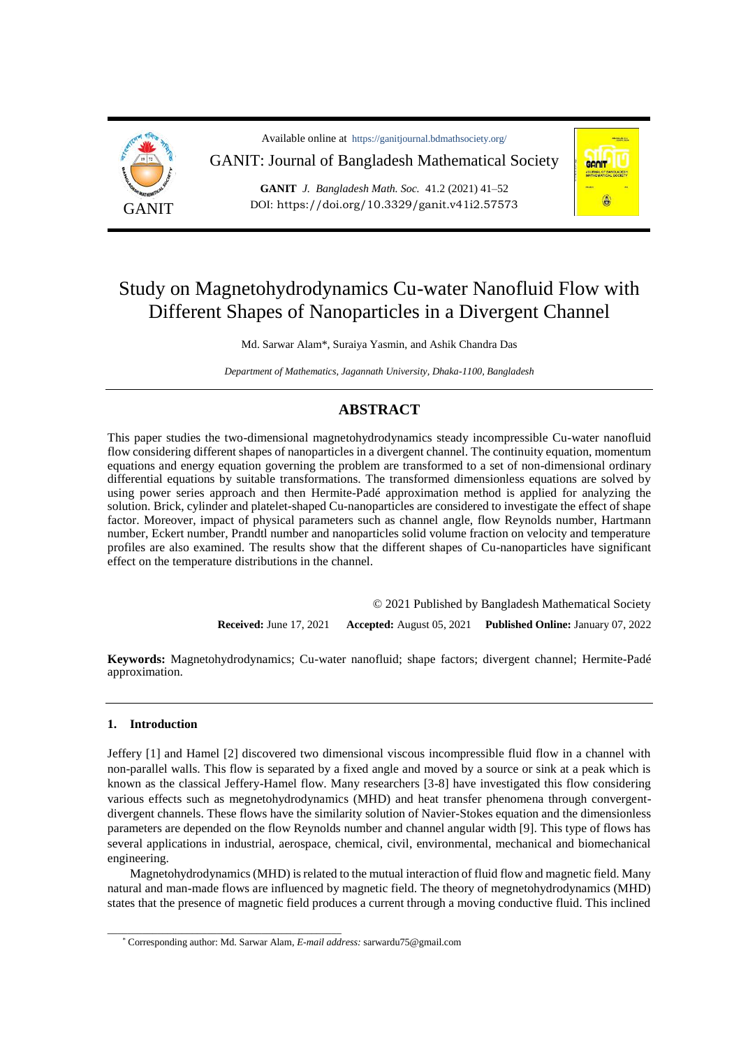Available online at https://ganitjournal.bdmathsociety.org/

GANIT: Journal of Bangladesh Mathematical Society

**GANIT** *J. Bangladesh Math. Soc.* 41.2 (2021) 41–52

DOI: https://doi.org/10.3329/ganit.v41i2.57573

# Study on Magnetohydrodynamics Cu-water Nanofluid Flow with Different Shapes of Nanoparticles in a Divergent Channel

Md. Sarwar Alam*, Suraiya Yasmin, and Ashik Chandra Das

*Department of Mathematics, Jagannath University, Dhaka-1100, Bangladesh*

## ABSTRACT

This paper studies the two-dimensional magnetohydrodynamics steady incompressible Cu-water nanofluid flow considering different shapes of nanoparticles in a divergent channel. The continuity equation, momentum equations and energy equation governing the problem are transformed to a set of non-dimensional ordinary differential equations by suitable transformations. The transformed dimensionless equations are solved by using power series approach and then Hermite-Padé approximation method is applied for analyzing the solution. Brick, cylinder and platelet-shaped Cu-nanoparticles are considered to investigate the effect of shape factor. Moreover, impact of physical parameters such as channel angle, flow Reynolds number, Hartmann number, Eckert number, Prandtl number and nanoparticles solid volume fraction on velocity and temperature profiles are also examined. The results show that the different shapes of Cu-nanoparticles have significant effect on the temperature distributions in the channel.

© 2021 Published by Bangladesh Mathematical Society

**Received:** June 17, 2021 **Accepted:** August 05, 2021 **Published Online:** January 07, 2022

**Keywords:** Magnetohydrodynamics; Cu-water nanofluid; shape factors; divergent channel; Hermite-Padé approximation.

## 1. Introduction

Jeffery [1] and Hamel [2] discovered two dimensional viscous incompressible fluid flow in a channel with non-parallel walls. This flow is separated by a fixed angle and moved by a source or sink at a peak which is known as the classical Jeffery-Hamel flow. Many researchers [3-8] have investigated this flow considering various effects such as megnetohydrodynamics (MHD) and heat transfer phenomena through convergent-divergent channels. These flows have the similarity solution of Navier-Stokes equation and the dimensionless parameters are depended on the flow Reynolds number and channel angular width [9]. This type of flows has several applications in industrial, aerospace, chemical, civil, environmental, mechanical and biomechanical engineering.

Magnetohydrodynamics (MHD) is related to the mutual interaction of fluid flow and magnetic field. Many natural and man-made flows are influenced by magnetic field. The theory of megnetohydrodynamics (MHD) states that the presence of magnetic field produces a current through a moving conductive fluid. This inclined

* Corresponding author: Md. Sarwar Alam, *E-mail address:* sarwardu75@gmail.com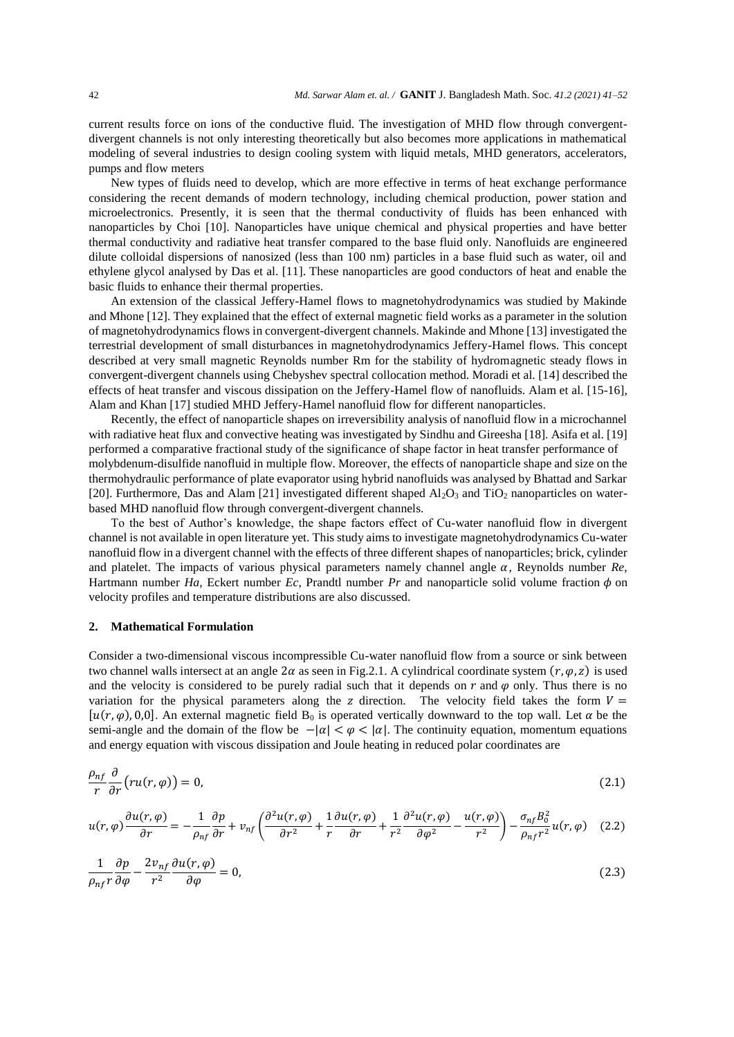current results force on ions of the conductive fluid. The investigation of MHD flow through convergent-divergent channels is not only interesting theoretically but also becomes more applications in mathematical modeling of several industries to design cooling system with liquid metals, MHD generators, accelerators, pumps and flow meters

New types of fluids need to develop, which are more effective in terms of heat exchange performance considering the recent demands of modern technology, including chemical production, power station and microelectronics. Presently, it is seen that the thermal conductivity of fluids has been enhanced with nanoparticles by Choi [10]. Nanoparticles have unique chemical and physical properties and have better thermal conductivity and radiative heat transfer compared to the base fluid only. Nanofluids are engineered dilute colloidal dispersions of nanosized (less than 100 nm) particles in a base fluid such as water, oil and ethylene glycol analysed by Das et al. [11]. These nanoparticles are good conductors of heat and enable the basic fluids to enhance their thermal properties.

An extension of the classical Jeffery-Hamel flows to magnetohydrodynamics was studied by Makinde and Mhone [12]. They explained that the effect of external magnetic field works as a parameter in the solution of magnetohydrodynamics flows in convergent-divergent channels. Makinde and Mhone [13] investigated the terrestrial development of small disturbances in magnetohydrodynamics Jeffery-Hamel flows. This concept described at very small magnetic Reynolds number Rm for the stability of hydromagnetic steady flows in convergent-divergent channels using Chebyshev spectral collocation method. Moradi et al. [14] described the effects of heat transfer and viscous dissipation on the Jeffery-Hamel flow of nanofluids. Alam et al. [15-16], Alam and Khan [17] studied MHD Jeffery-Hamel nanofluid flow for different nanoparticles.

Recently, the effect of nanoparticle shapes on irreversibility analysis of nanofluid flow in a microchannel with radiative heat flux and convective heating was investigated by Sindhu and Gireesha [18]. Asifa et al. [19] performed a comparative fractional study of the significance of shape factor in heat transfer performance of molybdenum-disulfide nanofluid in multiple flow. Moreover, the effects of nanoparticle shape and size on the thermohydraulic performance of plate evaporator using hybrid nanofluids was analysed by Bhattad and Sarkar [20]. Furthermore, Das and Alam [21] investigated different shaped $Al_2O_3$ and $TiO_2$ nanoparticles on water-based MHD nanofluid flow through convergent-divergent channels.

To the best of Author's knowledge, the shape factors effect of Cu-water nanofluid flow in divergent channel is not available in open literature yet. This study aims to investigate magnetohydrodynamics Cu-water nanofluid flow in a divergent channel with the effects of three different shapes of nanoparticles; brick, cylinder and platelet. The impacts of various physical parameters namely channel angle $\alpha$, Reynolds number *Re*, Hartmann number *Ha*, Eckert number *Ec*, Prandtl number *Pr* and nanoparticle solid volume fraction $\phi$ on velocity profiles and temperature distributions are also discussed.

## 2. Mathematical Formulation

Consider a two-dimensional viscous incompressible Cu-water nanofluid flow from a source or sink between two channel walls intersect at an angle $2\alpha$ as seen in Fig.2.1. A cylindrical coordinate system $(r, \varphi, z)$ is used and the velocity is considered to be purely radial such that it depends on $r$ and $\varphi$ only. Thus there is no variation for the physical parameters along the $z$ direction. The velocity field takes the form $V = [u(r,\varphi), 0, 0]$. An external magnetic field $B_0$ is operated vertically downward to the top wall. Let $\alpha$ be the semi-angle and the domain of the flow be $-|\alpha| < \varphi < |\alpha|$. The continuity equation, momentum equations and energy equation with viscous dissipation and Joule heating in reduced polar coordinates are

$$\frac{\rho_{nf}}{r}\frac{\partial}{\partial r}\left(ru(r,\varphi)\right) = 0, \tag{2.1}$$

$$u(r,\varphi)\frac{\partial u(r,\varphi)}{\partial r} = -\frac{1}{\rho_{nf}}\frac{\partial p}{\partial r} + v_{nf}\left(\frac{\partial^2 u(r,\varphi)}{\partial r^2} + \frac{1}{r}\frac{\partial u(r,\varphi)}{\partial r} + \frac{1}{r^2}\frac{\partial^2 u(r,\varphi)}{\partial \varphi^2} - \frac{u(r,\varphi)}{r^2}\right) - \frac{\sigma_{nf}B_0^2}{\rho_{nf}r^2}u(r,\varphi) \tag{2.2}$$

$$\frac{1}{\rho_{nf}r}\frac{\partial p}{\partial \varphi} - \frac{2v_{nf}}{r^2}\frac{\partial u(r,\varphi)}{\partial \varphi} = 0, \tag{2.3}$$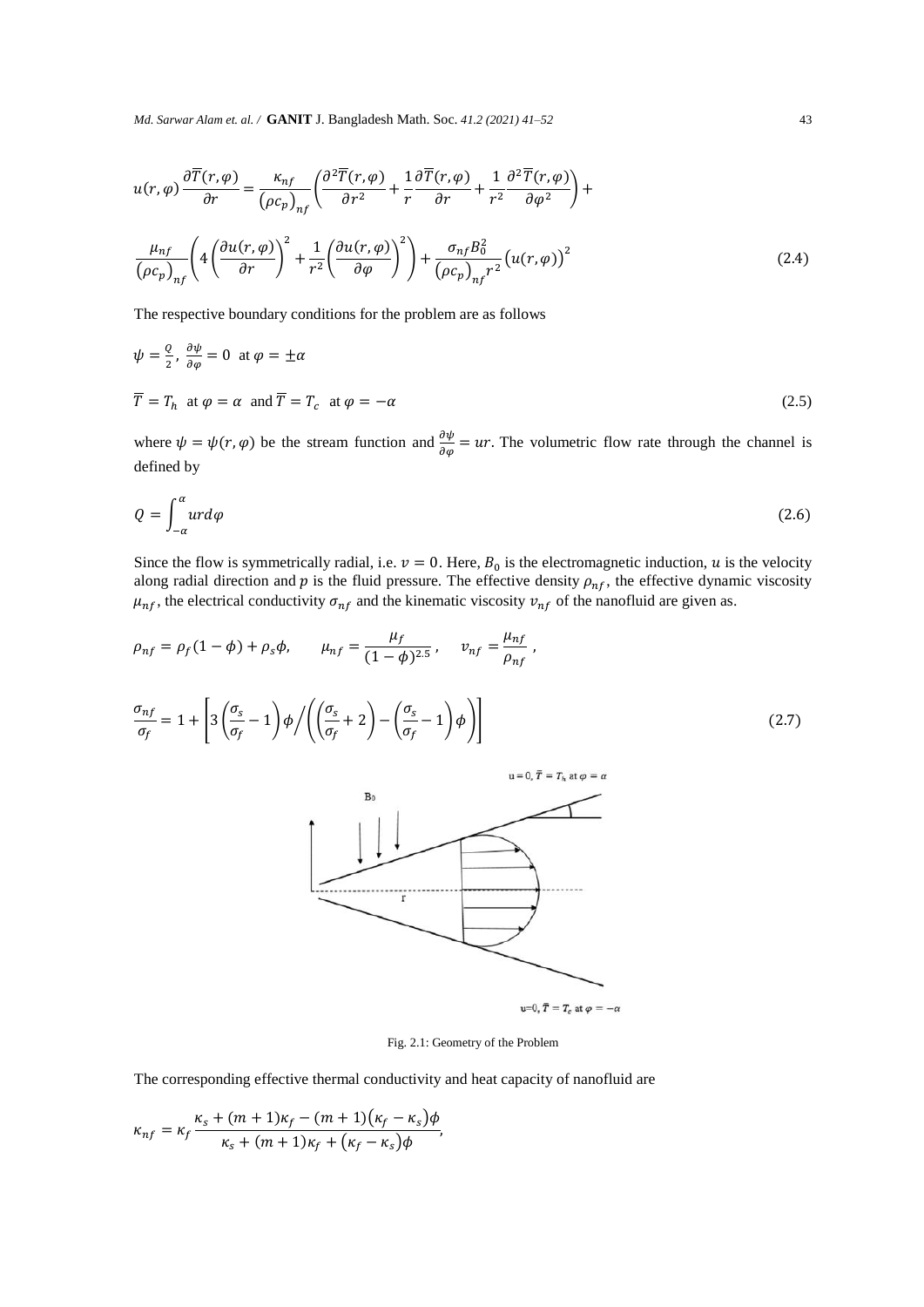$$u(r,\varphi)\frac{\partial \overline{T}(r,\varphi)}{\partial r} = \frac{\kappa_{nf}}{\left(\rho c_p\right)_{nf}}\left(\frac{\partial^2 \overline{T}(r,\varphi)}{\partial r^2} + \frac{1}{r}\frac{\partial \overline{T}(r,\varphi)}{\partial r} + \frac{1}{r^2}\frac{\partial^2 \overline{T}(r,\varphi)}{\partial \varphi^2}\right) +$$

$$\frac{\mu_{nf}}{\left(\rho c_p\right)_{nf}}\left(4\left(\frac{\partial u(r,\varphi)}{\partial r}\right)^2 + \frac{1}{r^2}\left(\frac{\partial u(r,\varphi)}{\partial \varphi}\right)^2\right) + \frac{\sigma_{nf} B_0^2}{\left(\rho c_p\right)_{nf} r^2}\left(u(r,\varphi)\right)^2 \tag{2.4}$$

The respective boundary conditions for the problem are as follows

$$\psi = \frac{Q}{2},\ \frac{\partial \psi}{\partial \varphi} = 0 \ \text{ at } \varphi = \pm\alpha$$

$$\overline{T} = T_h \ \text{ at } \varphi = \alpha \ \text{ and } \overline{T} = T_c \ \text{ at } \varphi = -\alpha \tag{2.5}$$

where $\psi = \psi(r,\varphi)$ be the stream function and $\frac{\partial \psi}{\partial \varphi} = ur$. The volumetric flow rate through the channel is defined by

$$Q = \int_{-\alpha}^{\alpha} ur\, d\varphi \tag{2.6}$$

Since the flow is symmetrically radial, i.e. $v = 0$. Here, $B_0$ is the electromagnetic induction, $u$ is the velocity along radial direction and $p$ is the fluid pressure. The effective density $\rho_{nf}$, the effective dynamic viscosity $\mu_{nf}$, the electrical conductivity $\sigma_{nf}$ and the kinematic viscosity $v_{nf}$ of the nanofluid are given as.

$$\rho_{nf} = \rho_f(1-\phi) + \rho_s\phi, \qquad \mu_{nf} = \frac{\mu_f}{(1-\phi)^{2.5}}, \qquad v_{nf} = \frac{\mu_{nf}}{\rho_{nf}},$$

$$\frac{\sigma_{nf}}{\sigma_f} = 1 + \left[3\left(\frac{\sigma_s}{\sigma_f} - 1\right)\phi \Big/ \left(\left(\frac{\sigma_s}{\sigma_f} + 2\right) - \left(\frac{\sigma_s}{\sigma_f} - 1\right)\phi\right)\right] \tag{2.7}$$

$u = 0,\ \overline{T} = T_h$ at $\varphi = \alpha$

$B_0$

r

$u=0,\ \overline{T} = T_c$ at $\varphi = -\alpha$

Fig. 2.1: Geometry of the Problem

The corresponding effective thermal conductivity and heat capacity of nanofluid are

$$\kappa_{nf} = \kappa_f \frac{\kappa_s + (m+1)\kappa_f - (m+1)\left(\kappa_f - \kappa_s\right)\phi}{\kappa_s + (m+1)\kappa_f + \left(\kappa_f - \kappa_s\right)\phi},$$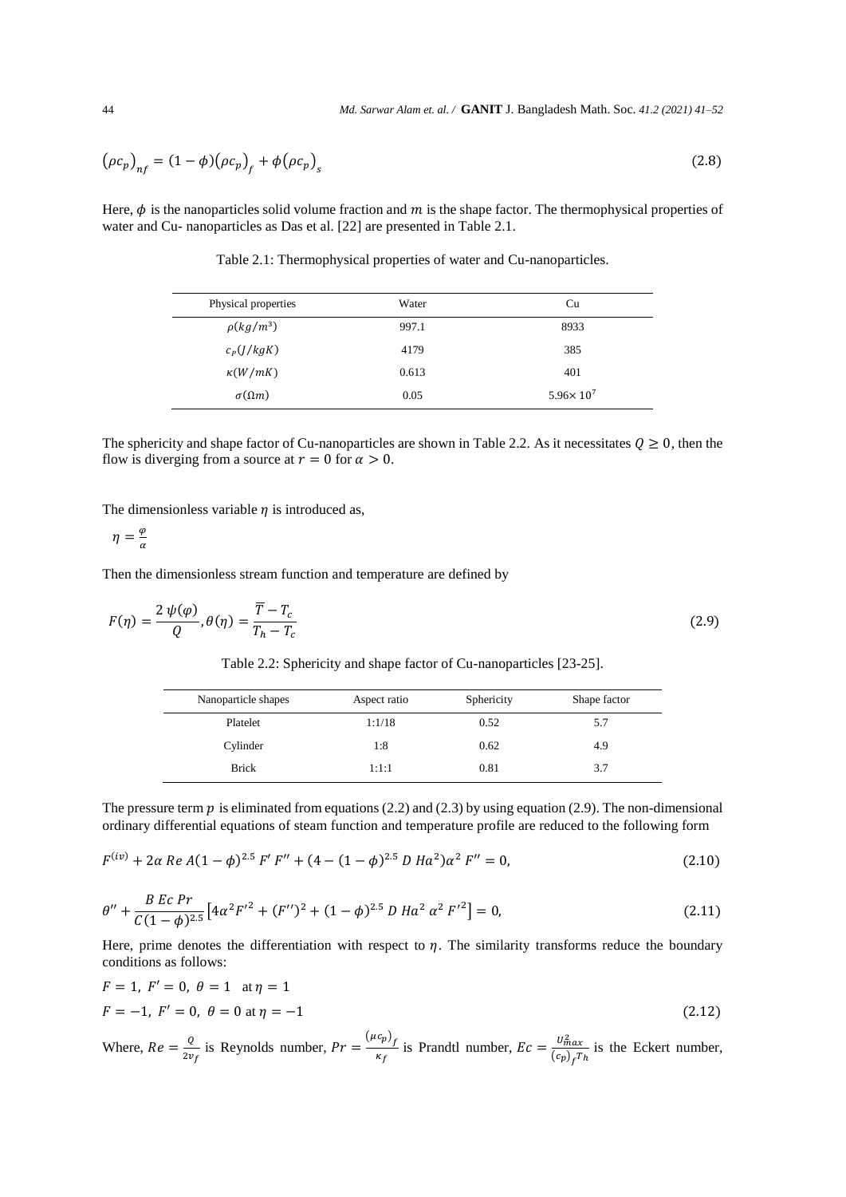$$\left(\rho c_p\right)_{nf} = (1-\phi)\left(\rho c_p\right)_f + \phi\left(\rho c_p\right)_s \tag{2.8}$$

Here, $\phi$ is the nanoparticles solid volume fraction and $m$ is the shape factor. The thermophysical properties of water and Cu- nanoparticles as Das et al. [22] are presented in Table 2.1.

Table 2.1: Thermophysical properties of water and Cu-nanoparticles.

| Physical properties | Water | Cu |
| --- | --- | --- |
| $\rho(kg/m^3)$ | 997.1 | 8933 |
| $c_P(J/kgK)$ | 4179 | 385 |
| $\kappa(W/mK)$ | 0.613 | 401 |
| $\sigma(\Omega m)$ | 0.05 | $5.96\times 10^7$ |

The sphericity and shape factor of Cu-nanoparticles are shown in Table 2.2. As it necessitates $Q \geq 0$, then the flow is diverging from a source at $r = 0$ for $\alpha > 0$.

The dimensionless variable $\eta$ is introduced as,

$$\eta = \frac{\varphi}{\alpha}$$

Then the dimensionless stream function and temperature are defined by

$$F(\eta) = \frac{2\,\psi(\varphi)}{Q}, \theta(\eta) = \frac{\overline{T} - T_c}{T_h - T_c} \tag{2.9}$$

Table 2.2: Sphericity and shape factor of Cu-nanoparticles [23-25].

| Nanoparticle shapes | Aspect ratio | Sphericity | Shape factor |
| --- | --- | --- | --- |
| Platelet | 1:1/18 | 0.52 | 5.7 |
| Cylinder | 1:8 | 0.62 | 4.9 |
| Brick | 1:1:1 | 0.81 | 3.7 |

The pressure term $p$ is eliminated from equations (2.2) and (2.3) by using equation (2.9). The non-dimensional ordinary differential equations of steam function and temperature profile are reduced to the following form

$$F^{(iv)} + 2\alpha\, Re\, A(1-\phi)^{2.5}\, F'\, F'' + (4 - (1-\phi)^{2.5}\, D\, Ha^2)\alpha^2\, F'' = 0, \tag{2.10}$$

$$\theta'' + \frac{B\, Ec\, Pr}{C(1-\phi)^{2.5}}\left[4\alpha^2 F'^2 + (F'')^2 + (1-\phi)^{2.5}\, D\, Ha^2\, \alpha^2\, F'^2\right] = 0, \tag{2.11}$$

Here, prime denotes the differentiation with respect to $\eta$. The similarity transforms reduce the boundary conditions as follows:

$$F = 1,\ F' = 0,\ \theta = 1 \quad \text{at } \eta = 1$$

$$F = -1,\ F' = 0,\ \theta = 0 \text{ at } \eta = -1 \tag{2.12}$$

Where, $Re = \frac{Q}{2\nu_f}$ is Reynolds number, $Pr = \frac{(\mu c_p)_f}{\kappa_f}$ is Prandtl number, $Ec = \frac{U_{max}^2}{(c_p)_f T_h}$ is the Eckert number,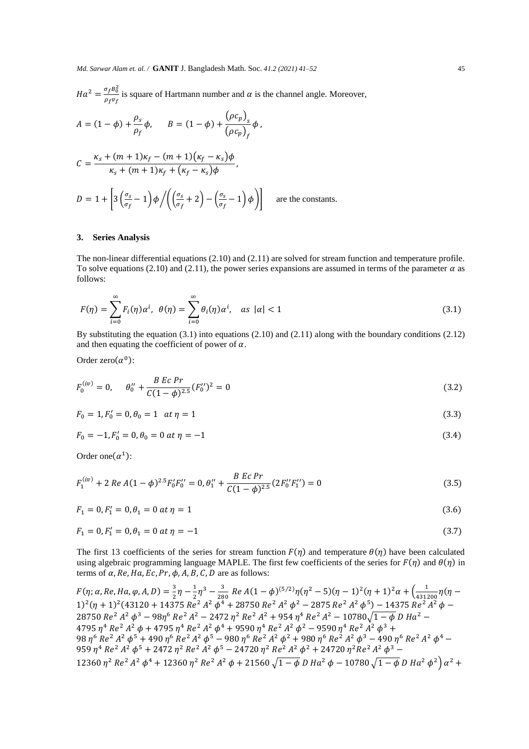$Ha^2 = \frac{\sigma_f B_0^2}{\rho_f \nu_f}$ is square of Hartmann number and $\alpha$ is the channel angle. Moreover,

$$A = (1 - \phi) + \frac{\rho_s}{\rho_f}\phi, \qquad B = (1 - \phi) + \frac{(\rho c_p)_s}{(\rho c_p)_f}\phi,$$

$$C = \frac{\kappa_s + (m+1)\kappa_f - (m+1)(\kappa_f - \kappa_s)\phi}{\kappa_s + (m+1)\kappa_f + (\kappa_f - \kappa_s)\phi},$$

$$D = 1 + \left[3\left(\frac{\sigma_s}{\sigma_f} - 1\right)\phi \Big/ \left(\left(\frac{\sigma_s}{\sigma_f} + 2\right) - \left(\frac{\sigma_s}{\sigma_f} - 1\right)\phi\right)\right] \quad \text{are the constants.}$$

## 3. Series Analysis

The non-linear differential equations (2.10) and (2.11) are solved for stream function and temperature profile. To solve equations (2.10) and (2.11), the power series expansions are assumed in terms of the parameter $\alpha$ as follows:

$$F(\eta) = \sum_{i=0}^{\infty} F_i(\eta)\alpha^i, \;\; \theta(\eta) = \sum_{i=0}^{\infty} \theta_i(\eta)\alpha^i, \quad as \;|\alpha| < 1 \tag{3.1}$$

By substituting the equation (3.1) into equations (2.10) and (2.11) along with the boundary conditions (2.12) and then equating the coefficient of power of $\alpha$.

Order zero($\alpha^0$):

$$F_0^{(iv)} = 0, \qquad \theta_0'' + \frac{B\,Ec\,Pr}{C(1-\phi)^{2.5}}(F_0'')^2 = 0 \tag{3.2}$$

$$F_0 = 1, F_0' = 0, \theta_0 = 1 \;\; at\; \eta = 1 \tag{3.3}$$

$$F_0 = -1, F_0' = 0, \theta_0 = 0 \; at\; \eta = -1 \tag{3.4}$$

Order one($\alpha^1$):

$$F_1^{(iv)} + 2\,Re\,A(1-\phi)^{2.5}F_0'F_0'' = 0, \theta_1'' + \frac{B\,Ec\,Pr}{C(1-\phi)^{2.5}}(2F_0''F_1'') = 0 \tag{3.5}$$

$$F_1 = 0, F_1' = 0, \theta_1 = 0 \; at\; \eta = 1 \tag{3.6}$$

$$F_1 = 0, F_1' = 0, \theta_1 = 0 \; at\; \eta = -1 \tag{3.7}$$

The first 13 coefficients of the series for stream function $F(\eta)$ and temperature $\theta(\eta)$ have been calculated using algebraic programming language MAPLE. The first few coefficients of the series for $F(\eta)$ and $\theta(\eta)$ in terms of $\alpha, Re, Ha, Ec, Pr, \phi, A, B, C, D$ are as follows:

$$\begin{aligned}
F(\eta; \alpha, Re, Ha, \varphi, A, D) &= \tfrac{3}{2}\eta - \tfrac{1}{2}\eta^3 - \tfrac{3}{280}\,Re\,A(1-\phi)^{(5/2)}\eta(\eta^2 - 5)(\eta-1)^2(\eta+1)^2\alpha + \Big(\tfrac{1}{431200}\eta(\eta - 1)^2(\eta+1)^2(43120 + 14375\,Re^2\,A^2\,\phi^4 + 28750\,Re^2\,A^2\,\phi^2 - 2875\,Re^2\,A^2\,\phi^5) - 14375\,Re^2\,A^2\,\phi - \\
&28750\,Re^2\,A^2\,\phi^3 - 98\eta^6\,Re^2\,A^2 - 2472\,\eta^2\,Re^2\,A^2 + 954\,\eta^4\,Re^2\,A^2 - 10780\sqrt{1-\phi}\,D\,Ha^2 - \\
&4795\,\eta^4\,Re^2\,A^2\,\phi + 4795\,\eta^4\,Re^2\,A^2\,\phi^4 + 9590\,\eta^4\,Re^2\,A^2\,\phi^2 - 9590\,\eta^4\,Re^2\,A^2\,\phi^3 + \\
&98\,\eta^6\,Re^2\,A^2\,\phi^5 + 490\,\eta^6\,Re^2\,A^2\,\phi^5 - 980\,\eta^6\,Re^2\,A^2\,\phi^2 + 980\,\eta^6\,Re^2\,A^2\,\phi^3 - 490\,\eta^6\,Re^2\,A^2\,\phi^4 - \\
&959\,\eta^4\,Re^2\,A^2\,\phi^5 + 2472\,\eta^2\,Re^2\,A^2\,\phi^5 - 24720\,\eta^2\,Re^2\,A^2\,\phi^2 + 24720\,\eta^2 Re^2\,A^2\,\phi^3 - \\
&12360\,\eta^2\,Re^2\,A^2\,\phi^4 + 12360\,\eta^2\,Re^2\,A^2\,\phi + 21560\,\sqrt{1-\phi}\,D\,Ha^2\,\phi - 10780\,\sqrt{1-\phi}\,D\,Ha^2\,\phi^2\Big)\alpha^2 +
\end{aligned}$$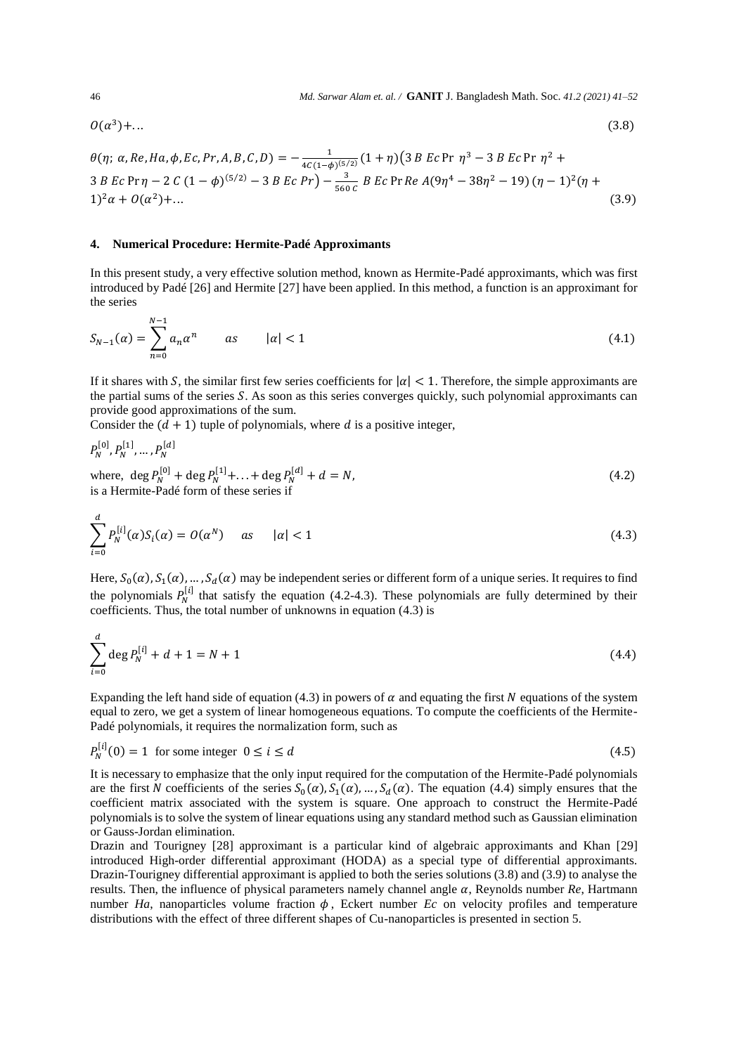$$O(\alpha^3)+\ldots \tag{3.8}$$

$$\theta(\eta;\,\alpha, Re, Ha, \phi, Ec, Pr, A, B, C, D) = -\frac{1}{4C\,(1-\phi)^{(5/2)}}(1+\eta)\big(3\,B\,Ec\,\mathrm{Pr}\;\eta^3 - 3\,B\,Ec\,\mathrm{Pr}\;\eta^2 + 3\,B\,Ec\,\mathrm{Pr}\,\eta - 2\,C\,(1-\phi)^{(5/2)} - 3\,B\,Ec\,Pr\big) - \frac{3}{560\,C}\,B\,Ec\,\mathrm{Pr}\,Re\;A(9\eta^4 - 38\eta^2 - 19)\,(\eta-1)^2(\eta+1)^2\alpha + O(\alpha^2)+\ldots \tag{3.9}$$

## 4. Numerical Procedure: Hermite-Padé Approximants

In this present study, a very effective solution method, known as Hermite-Padé approximants, which was first introduced by Padé [26] and Hermite [27] have been applied. In this method, a function is an approximant for the series

$$S_{N-1}(\alpha) = \sum_{n=0}^{N-1} a_n \alpha^n \qquad as \qquad |\alpha| < 1 \tag{4.1}$$

If it shares with $S$, the similar first few series coefficients for $|\alpha| < 1$. Therefore, the simple approximants are the partial sums of the series $S$. As soon as this series converges quickly, such polynomial approximants can provide good approximations of the sum.

Consider the $(d+1)$ tuple of polynomials, where $d$ is a positive integer,

$P_N^{[0]}, P_N^{[1]}, \ldots, P_N^{[d]}$

where, $\deg P_N^{[0]} + \deg P_N^{[1]} + \ldots + \deg P_N^{[d]} + d = N,$ (4.2)

is a Hermite-Padé form of these series if

$$\sum_{i=0}^{d} P_N^{[i]}(\alpha) S_i(\alpha) = O(\alpha^N) \qquad as \qquad |\alpha| < 1 \tag{4.3}$$

Here, $S_0(\alpha), S_1(\alpha), \ldots, S_d(\alpha)$ may be independent series or different form of a unique series. It requires to find the polynomials $P_N^{[i]}$ that satisfy the equation (4.2-4.3). These polynomials are fully determined by their coefficients. Thus, the total number of unknowns in equation (4.3) is

$$\sum_{i=0}^{d} \deg P_N^{[i]} + d + 1 = N + 1 \tag{4.4}$$

Expanding the left hand side of equation (4.3) in powers of $\alpha$ and equating the first $N$ equations of the system equal to zero, we get a system of linear homogeneous equations. To compute the coefficients of the Hermite-Padé polynomials, it requires the normalization form, such as

$$P_N^{[i]}(0) = 1 \quad \text{for some integer} \quad 0 \le i \le d \tag{4.5}$$

It is necessary to emphasize that the only input required for the computation of the Hermite-Padé polynomials are the first $N$ coefficients of the series $S_0(\alpha), S_1(\alpha), \ldots, S_d(\alpha)$. The equation (4.4) simply ensures that the coefficient matrix associated with the system is square. One approach to construct the Hermite-Padé polynomials is to solve the system of linear equations using any standard method such as Gaussian elimination or Gauss-Jordan elimination.

Drazin and Tourigney [28] approximant is a particular kind of algebraic approximants and Khan [29] introduced High-order differential approximant (HODA) as a special type of differential approximants. Drazin-Tourigney differential approximant is applied to both the series solutions (3.8) and (3.9) to analyse the results. Then, the influence of physical parameters namely channel angle $\alpha$, Reynolds number $Re$, Hartmann number $Ha$, nanoparticles volume fraction $\phi$, Eckert number $Ec$ on velocity profiles and temperature distributions with the effect of three different shapes of Cu-nanoparticles is presented in section 5.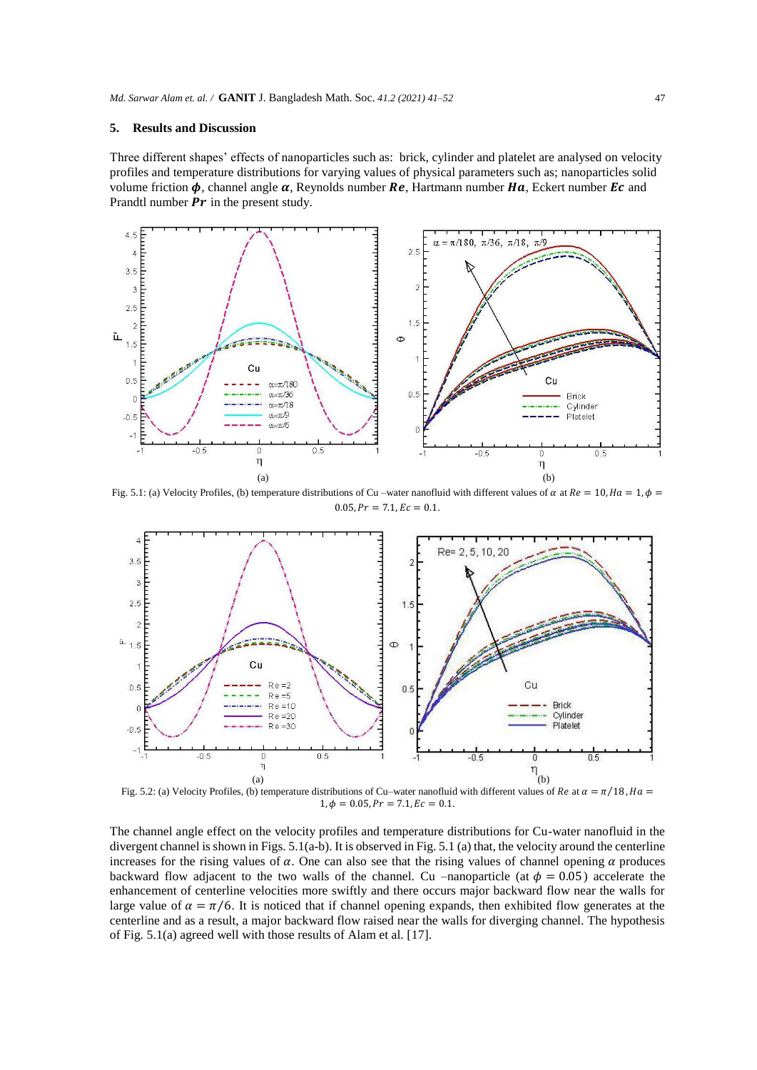## 5. Results and Discussion

Three different shapes' effects of nanoparticles such as: brick, cylinder and platelet are analysed on velocity profiles and temperature distributions for varying values of physical parameters such as; nanoparticles solid volume friction $\boldsymbol{\phi}$, channel angle $\boldsymbol{\alpha}$, Reynolds number $\boldsymbol{Re}$, Hartmann number $\boldsymbol{Ha}$, Eckert number $\boldsymbol{Ec}$ and Prandtl number $\boldsymbol{Pr}$ in the present study.

Cu
α=π/180
α=π/36
α=π/18
α=π/9
α=π/6
F'
η
(a)

α = π/180, π/36, π/18, π/9
Cu
Brick
Cylinder
Platelet
θ
η
(b)

Fig. 5.1: (a) Velocity Profiles, (b) temperature distributions of Cu –water nanofluid with different values of $\alpha$ at $Re = 10, Ha = 1, \phi = 0.05, Pr = 7.1, Ec = 0.1$.

Cu
Re =2
Re =5
Re =10
Re =20
Re =30
F'
η
(a)

Re= 2, 5, 10, 20
Cu
Brick
Cylinder
Platelet
θ
η
(b)

Fig. 5.2: (a) Velocity Profiles, (b) temperature distributions of Cu–water nanofluid with different values of $Re$ at $\alpha = \pi/18, Ha = 1, \phi = 0.05, Pr = 7.1, Ec = 0.1$.

The channel angle effect on the velocity profiles and temperature distributions for Cu-water nanofluid in the divergent channel is shown in Figs. 5.1(a-b). It is observed in Fig. 5.1 (a) that, the velocity around the centerline increases for the rising values of $\alpha$. One can also see that the rising values of channel opening $\alpha$ produces backward flow adjacent to the two walls of the channel. Cu –nanoparticle (at $\phi = 0.05$) accelerate the enhancement of centerline velocities more swiftly and there occurs major backward flow near the walls for large value of $\alpha = \pi/6$. It is noticed that if channel opening expands, then exhibited flow generates at the centerline and as a result, a major backward flow raised near the walls for diverging channel. The hypothesis of Fig. 5.1(a) agreed well with those results of Alam et al. [17].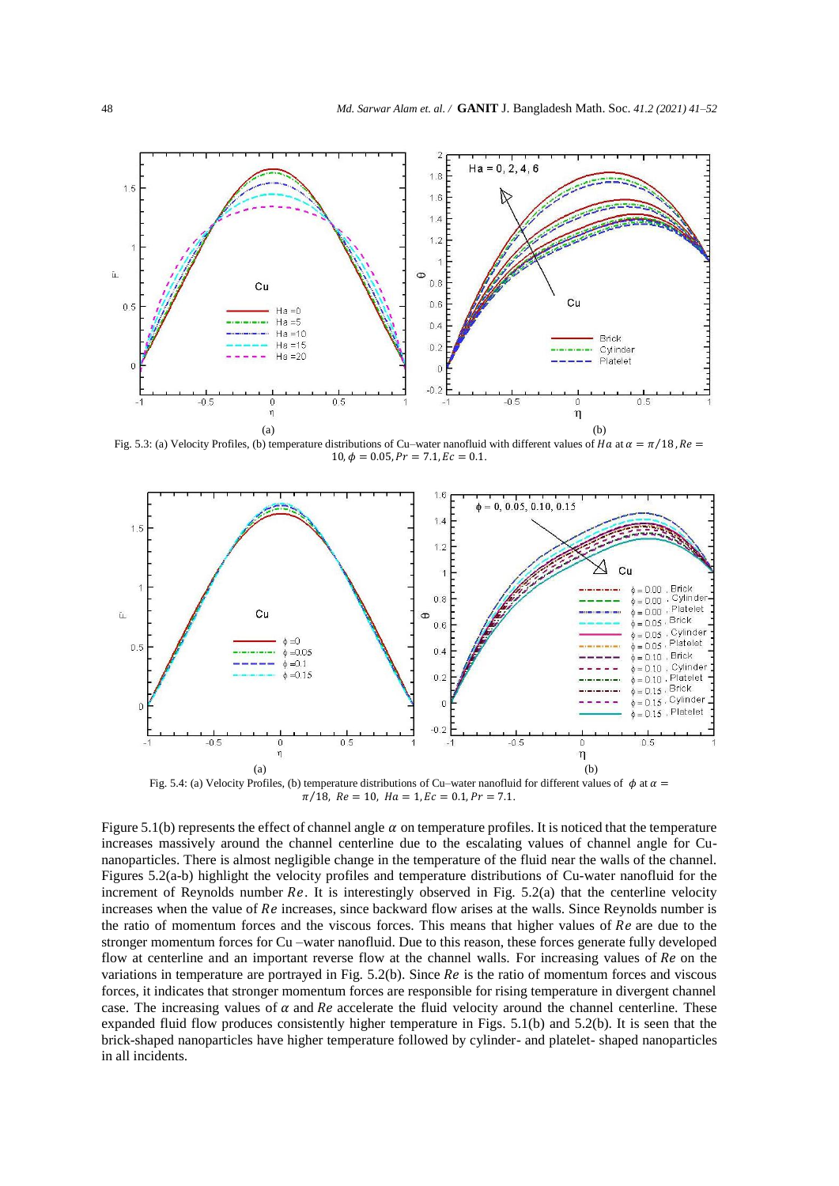Cu

Ha =0

Ha =5

Ha =10

Ha =15

Ha =20

Ha = 0, 2, 4, 6

Cu

Brick

Cylinder

Platelet

(a)

(b)

Fig. 5.3: (a) Velocity Profiles, (b) temperature distributions of Cu–water nanofluid with different values of $Ha$ at $\alpha = \pi/18, Re = 10, \phi = 0.05, Pr = 7.1, Ec = 0.1$.

Cu

$\phi$ =0

$\phi$ =0.05

$\phi$ =0.1

$\phi$ =0.15

$\phi$ = 0, 0.05, 0.10, 0.15

Cu

$\phi$ = 0.00 , Brick

$\phi$ = 0.00 , Cylinder

$\phi$ = 0.00 , Platelet

$\phi$ = 0.05 , Brick

$\phi$ = 0.05 , Cylinder

$\phi$ = 0.05 , Platelet

$\phi$ = 0.10 , Brick

$\phi$ = 0.10 , Cylinder

$\phi$ = 0.10 , Platelet

$\phi$ = 0.15 , Brick

$\phi$ = 0.15 , Cylinder

$\phi$ = 0.15 , Platelet

(a)

(b)

Fig. 5.4: (a) Velocity Profiles, (b) temperature distributions of Cu–water nanofluid for different values of $\phi$ at $\alpha = \pi/18, Re = 10, Ha = 1, Ec = 0.1, Pr = 7.1$.

Figure 5.1(b) represents the effect of channel angle $\alpha$ on temperature profiles. It is noticed that the temperature increases massively around the channel centerline due to the escalating values of channel angle for Cu-nanoparticles. There is almost negligible change in the temperature of the fluid near the walls of the channel. Figures 5.2(a-b) highlight the velocity profiles and temperature distributions of Cu-water nanofluid for the increment of Reynolds number $Re$. It is interestingly observed in Fig. 5.2(a) that the centerline velocity increases when the value of $Re$ increases, since backward flow arises at the walls. Since Reynolds number is the ratio of momentum forces and the viscous forces. This means that higher values of $Re$ are due to the stronger momentum forces for Cu –water nanofluid. Due to this reason, these forces generate fully developed flow at centerline and an important reverse flow at the channel walls. For increasing values of $Re$ on the variations in temperature are portrayed in Fig. 5.2(b). Since $Re$ is the ratio of momentum forces and viscous forces, it indicates that stronger momentum forces are responsible for rising temperature in divergent channel case. The increasing values of $\alpha$ and $Re$ accelerate the fluid velocity around the channel centerline. These expanded fluid flow produces consistently higher temperature in Figs. 5.1(b) and 5.2(b). It is seen that the brick-shaped nanoparticles have higher temperature followed by cylinder- and platelet- shaped nanoparticles in all incidents.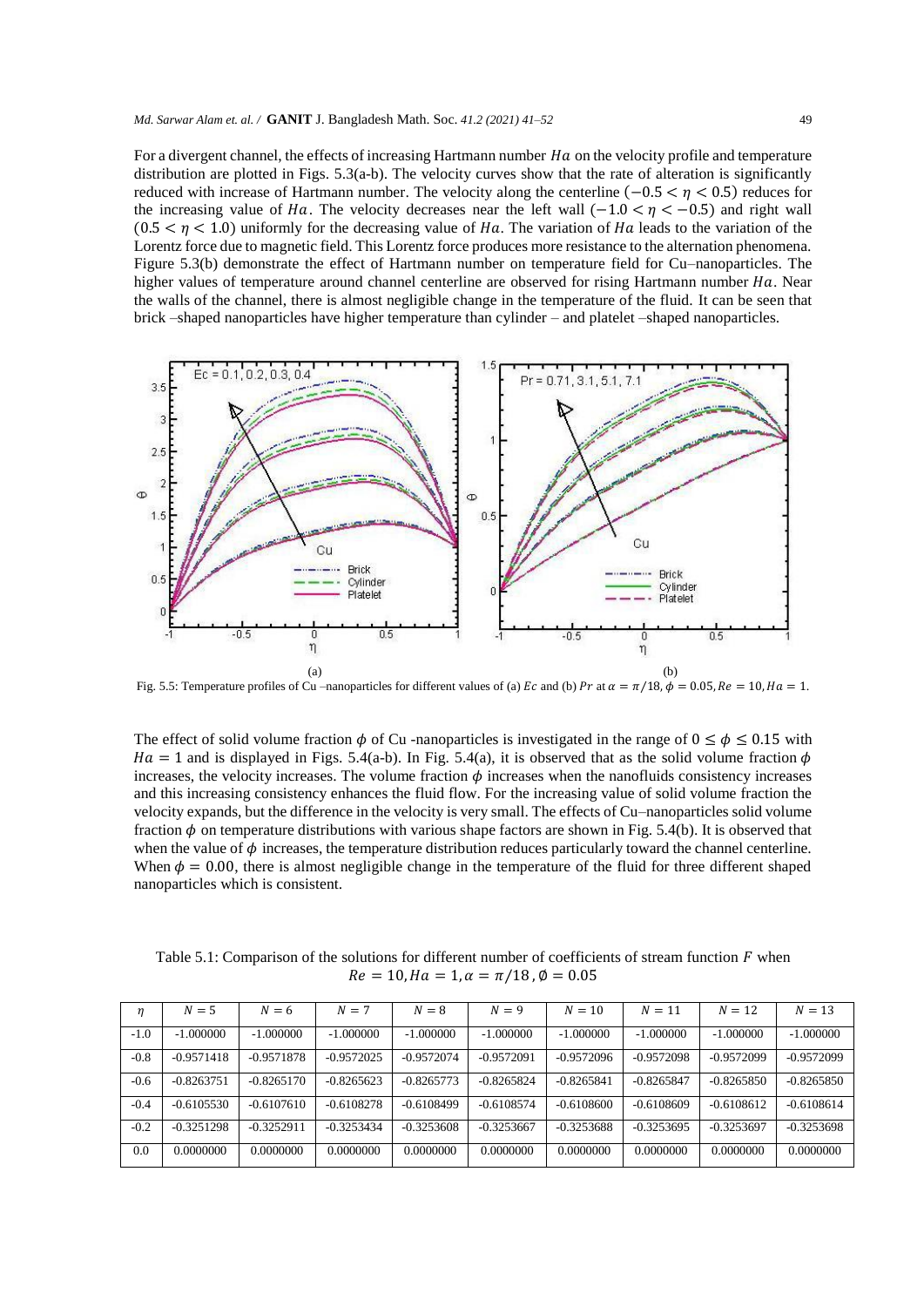For a divergent channel, the effects of increasing Hartmann number $Ha$ on the velocity profile and temperature distribution are plotted in Figs. 5.3(a-b). The velocity curves show that the rate of alteration is significantly reduced with increase of Hartmann number. The velocity along the centerline $(-0.5 < \eta < 0.5)$ reduces for the increasing value of $Ha$. The velocity decreases near the left wall $(-1.0 < \eta < -0.5)$ and right wall $(0.5 < \eta < 1.0)$ uniformly for the decreasing value of $Ha$. The variation of $Ha$ leads to the variation of the Lorentz force due to magnetic field. This Lorentz force produces more resistance to the alternation phenomena. Figure 5.3(b) demonstrate the effect of Hartmann number on temperature field for Cu–nanoparticles. The higher values of temperature around channel centerline are observed for rising Hartmann number $Ha$. Near the walls of the channel, there is almost negligible change in the temperature of the fluid. It can be seen that brick –shaped nanoparticles have higher temperature than cylinder – and platelet –shaped nanoparticles.

(a) (b)

Fig. 5.5: Temperature profiles of Cu –nanoparticles for different values of (a) $Ec$ and (b) $Pr$ at $\alpha = \pi/18, \phi = 0.05, Re = 10, Ha = 1$.

The effect of solid volume fraction $\phi$ of Cu -nanoparticles is investigated in the range of $0 \leq \phi \leq 0.15$ with $Ha = 1$ and is displayed in Figs. 5.4(a-b). In Fig. 5.4(a), it is observed that as the solid volume fraction $\phi$ increases, the velocity increases. The volume fraction $\phi$ increases when the nanofluids consistency increases and this increasing consistency enhances the fluid flow. For the increasing value of solid volume fraction the velocity expands, but the difference in the velocity is very small. The effects of Cu–nanoparticles solid volume fraction $\phi$ on temperature distributions with various shape factors are shown in Fig. 5.4(b). It is observed that when the value of $\phi$ increases, the temperature distribution reduces particularly toward the channel centerline. When $\phi = 0.00$, there is almost negligible change in the temperature of the fluid for three different shaped nanoparticles which is consistent.

Table 5.1: Comparison of the solutions for different number of coefficients of stream function $F$ when $Re = 10, Ha = 1, \alpha = \pi/18, \emptyset = 0.05$

| $\eta$ | $N = 5$ | $N = 6$ | $N = 7$ | $N = 8$ | $N = 9$ | $N = 10$ | $N = 11$ | $N = 12$ | $N = 13$ |
|---|---|---|---|---|---|---|---|---|---|
| -1.0 | -1.000000 | -1.000000 | -1.000000 | -1.000000 | -1.000000 | -1.000000 | -1.000000 | -1.000000 | -1.000000 |
| -0.8 | -0.9571418 | -0.9571878 | -0.9572025 | -0.9572074 | -0.9572091 | -0.9572096 | -0.9572098 | -0.9572099 | -0.9572099 |
| -0.6 | -0.8263751 | -0.8265170 | -0.8265623 | -0.8265773 | -0.8265824 | -0.8265841 | -0.8265847 | -0.8265850 | -0.8265850 |
| -0.4 | -0.6105530 | -0.6107610 | -0.6108278 | -0.6108499 | -0.6108574 | -0.6108600 | -0.6108609 | -0.6108612 | -0.6108614 |
| -0.2 | -0.3251298 | -0.3252911 | -0.3253434 | -0.3253608 | -0.3253667 | -0.3253688 | -0.3253695 | -0.3253697 | -0.3253698 |
| 0.0 | 0.0000000 | 0.0000000 | 0.0000000 | 0.0000000 | 0.0000000 | 0.0000000 | 0.0000000 | 0.0000000 | 0.0000000 |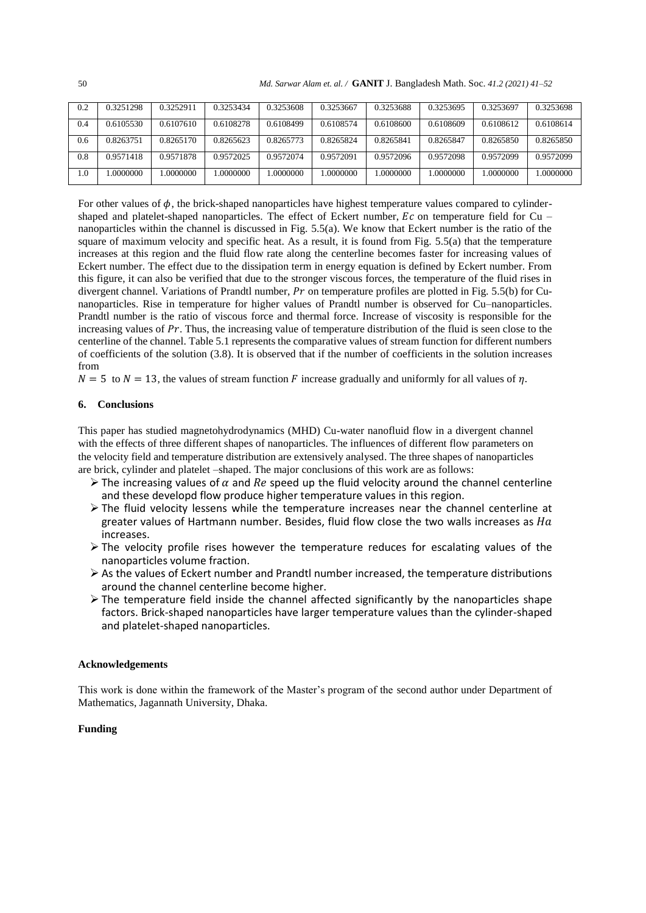| | | | | | | | | | |
|---|---|---|---|---|---|---|---|---|---|
| 0.2 | 0.3251298 | 0.3252911 | 0.3253434 | 0.3253608 | 0.3253667 | 0.3253688 | 0.3253695 | 0.3253697 | 0.3253698 |
| 0.4 | 0.6105530 | 0.6107610 | 0.6108278 | 0.6108499 | 0.6108574 | 0.6108600 | 0.6108609 | 0.6108612 | 0.6108614 |
| 0.6 | 0.8263751 | 0.8265170 | 0.8265623 | 0.8265773 | 0.8265824 | 0.8265841 | 0.8265847 | 0.8265850 | 0.8265850 |
| 0.8 | 0.9571418 | 0.9571878 | 0.9572025 | 0.9572074 | 0.9572091 | 0.9572096 | 0.9572098 | 0.9572099 | 0.9572099 |
| 1.0 | 1.0000000 | 1.0000000 | 1.0000000 | 1.0000000 | 1.0000000 | 1.0000000 | 1.0000000 | 1.0000000 | 1.0000000 |

For other values of $\phi$, the brick-shaped nanoparticles have highest temperature values compared to cylinder-shaped and platelet-shaped nanoparticles. The effect of Eckert number, $Ec$ on temperature field for Cu – nanoparticles within the channel is discussed in Fig. 5.5(a). We know that Eckert number is the ratio of the square of maximum velocity and specific heat. As a result, it is found from Fig. 5.5(a) that the temperature increases at this region and the fluid flow rate along the centerline becomes faster for increasing values of Eckert number. The effect due to the dissipation term in energy equation is defined by Eckert number. From this figure, it can also be verified that due to the stronger viscous forces, the temperature of the fluid rises in divergent channel. Variations of Prandtl number, $Pr$ on temperature profiles are plotted in Fig. 5.5(b) for Cu-nanoparticles. Rise in temperature for higher values of Prandtl number is observed for Cu–nanoparticles. Prandtl number is the ratio of viscous force and thermal force. Increase of viscosity is responsible for the increasing values of $Pr$. Thus, the increasing value of temperature distribution of the fluid is seen close to the centerline of the channel. Table 5.1 represents the comparative values of stream function for different numbers of coefficients of the solution (3.8). It is observed that if the number of coefficients in the solution increases from

$N = 5$ to $N = 13$, the values of stream function $F$ increase gradually and uniformly for all values of $\eta$.

## 6. Conclusions

This paper has studied magnetohydrodynamics (MHD) Cu-water nanofluid flow in a divergent channel with the effects of three different shapes of nanoparticles. The influences of different flow parameters on the velocity field and temperature distribution are extensively analysed. The three shapes of nanoparticles are brick, cylinder and platelet –shaped. The major conclusions of this work are as follows:

- The increasing values of $\alpha$ and $Re$ speed up the fluid velocity around the channel centerline and these developd flow produce higher temperature values in this region.
- The fluid velocity lessens while the temperature increases near the channel centerline at greater values of Hartmann number. Besides, fluid flow close the two walls increases as $Ha$ increases.
- The velocity profile rises however the temperature reduces for escalating values of the nanoparticles volume fraction.
- As the values of Eckert number and Prandtl number increased, the temperature distributions around the channel centerline become higher.
- The temperature field inside the channel affected significantly by the nanoparticles shape factors. Brick-shaped nanoparticles have larger temperature values than the cylinder-shaped and platelet-shaped nanoparticles.

### Acknowledgements

This work is done within the framework of the Master's program of the second author under Department of Mathematics, Jagannath University, Dhaka.

### Funding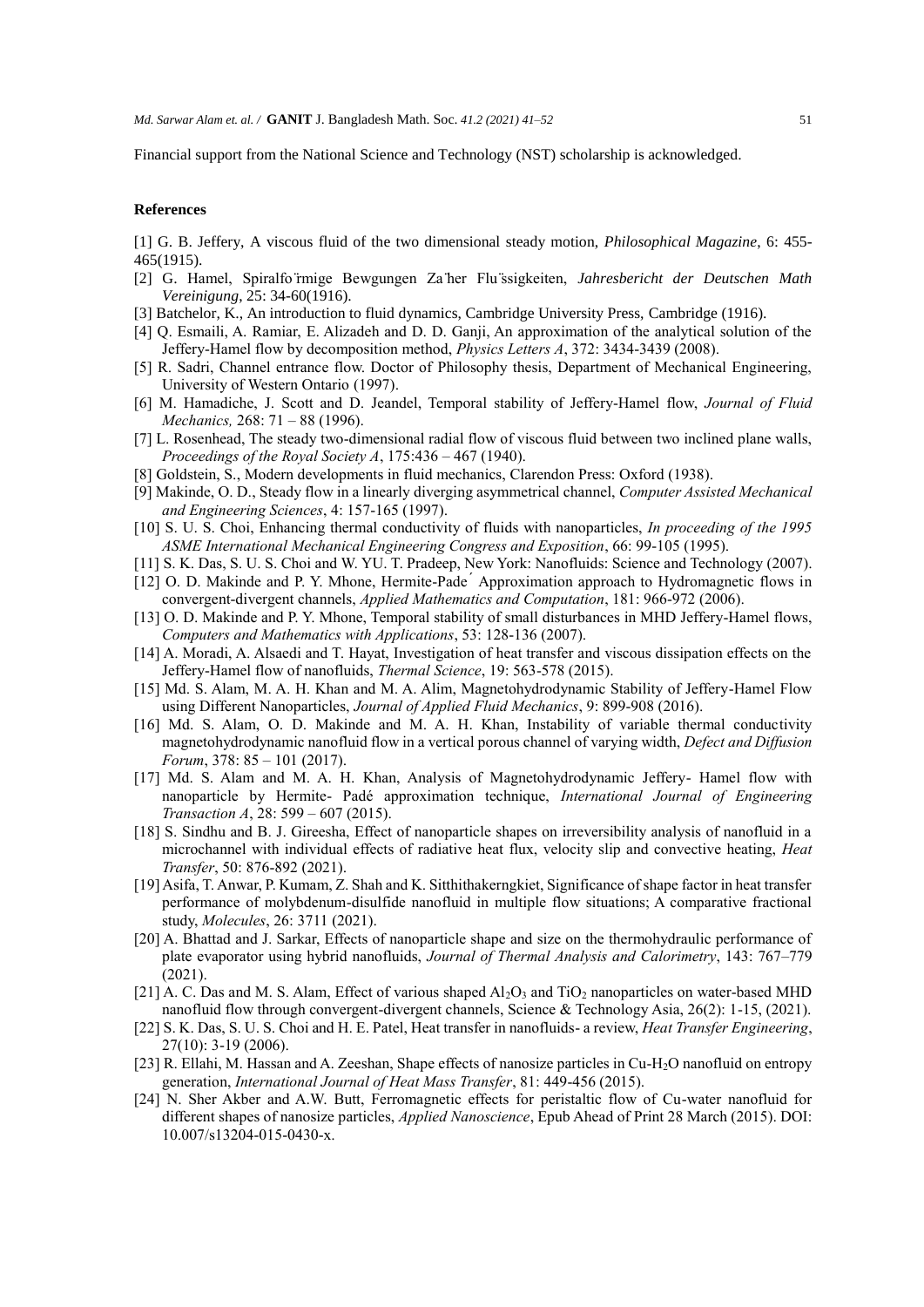Financial support from the National Science and Technology (NST) scholarship is acknowledged.

## References

[1] G. B. Jeffery, A viscous fluid of the two dimensional steady motion, *Philosophical Magazine*, 6: 455-465(1915).

[2] G. Hamel, Spiralfo ̈rmige Bewgungen Za ̈her Flu ̈ssigkeiten, *Jahresbericht der Deutschen Math Vereinigung*, 25: 34-60(1916).

[3] Batchelor, K., An introduction to fluid dynamics, Cambridge University Press, Cambridge (1916).

[4] Q. Esmaili, A. Ramiar, E. Alizadeh and D. D. Ganji, An approximation of the analytical solution of the Jeffery-Hamel flow by decomposition method, *Physics Letters A*, 372: 3434-3439 (2008).

[5] R. Sadri, Channel entrance flow. Doctor of Philosophy thesis, Department of Mechanical Engineering, University of Western Ontario (1997).

[6] M. Hamadiche, J. Scott and D. Jeandel, Temporal stability of Jeffery-Hamel flow, *Journal of Fluid Mechanics,* 268: 71 – 88 (1996).

[7] L. Rosenhead, The steady two-dimensional radial flow of viscous fluid between two inclined plane walls, *Proceedings of the Royal Society A*, 175:436 – 467 (1940).

[8] Goldstein, S., Modern developments in fluid mechanics, Clarendon Press: Oxford (1938).

[9] Makinde, O. D., Steady flow in a linearly diverging asymmetrical channel, *Computer Assisted Mechanical and Engineering Sciences*, 4: 157-165 (1997).

[10] S. U. S. Choi, Enhancing thermal conductivity of fluids with nanoparticles, *In proceeding of the 1995 ASME International Mechanical Engineering Congress and Exposition*, 66: 99-105 (1995).

[11] S. K. Das, S. U. S. Choi and W. YU. T. Pradeep, New York: Nanofluids: Science and Technology (2007).

[12] O. D. Makinde and P. Y. Mhone, Hermite-Pade ́ Approximation approach to Hydromagnetic flows in convergent-divergent channels, *Applied Mathematics and Computation*, 181: 966-972 (2006).

[13] O. D. Makinde and P. Y. Mhone, Temporal stability of small disturbances in MHD Jeffery-Hamel flows, *Computers and Mathematics with Applications*, 53: 128-136 (2007).

[14] A. Moradi, A. Alsaedi and T. Hayat, Investigation of heat transfer and viscous dissipation effects on the Jeffery-Hamel flow of nanofluids, *Thermal Science*, 19: 563-578 (2015).

[15] Md. S. Alam, M. A. H. Khan and M. A. Alim, Magnetohydrodynamic Stability of Jeffery-Hamel Flow using Different Nanoparticles, *Journal of Applied Fluid Mechanics*, 9: 899-908 (2016).

[16] Md. S. Alam, O. D. Makinde and M. A. H. Khan, Instability of variable thermal conductivity magnetohydrodynamic nanofluid flow in a vertical porous channel of varying width, *Defect and Diffusion Forum*, 378: 85 – 101 (2017).

[17] Md. S. Alam and M. A. H. Khan, Analysis of Magnetohydrodynamic Jeffery- Hamel flow with nanoparticle by Hermite- Padé approximation technique, *International Journal of Engineering Transaction A*, 28: 599 – 607 (2015).

[18] S. Sindhu and B. J. Gireesha, Effect of nanoparticle shapes on irreversibility analysis of nanofluid in a microchannel with individual effects of radiative heat flux, velocity slip and convective heating, *Heat Transfer*, 50: 876-892 (2021).

[19] Asifa, T. Anwar, P. Kumam, Z. Shah and K. Sitthithakerngkiet, Significance of shape factor in heat transfer performance of molybdenum-disulfide nanofluid in multiple flow situations; A comparative fractional study, *Molecules*, 26: 3711 (2021).

[20] A. Bhattad and J. Sarkar, Effects of nanoparticle shape and size on the thermohydraulic performance of plate evaporator using hybrid nanofluids, *Journal of Thermal Analysis and Calorimetry*, 143: 767–779 (2021).

[21] A. C. Das and M. S. Alam, Effect of various shaped $Al_2O_3$ and $TiO_2$ nanoparticles on water-based MHD nanofluid flow through convergent-divergent channels, Science & Technology Asia, 26(2): 1-15, (2021).

[22] S. K. Das, S. U. S. Choi and H. E. Patel, Heat transfer in nanofluids- a review, *Heat Transfer Engineering*, 27(10): 3-19 (2006).

[23] R. Ellahi, M. Hassan and A. Zeeshan, Shape effects of nanosize particles in Cu-$H_2O$ nanofluid on entropy generation, *International Journal of Heat Mass Transfer*, 81: 449-456 (2015).

[24] N. Sher Akber and A.W. Butt, Ferromagnetic effects for peristaltic flow of Cu-water nanofluid for different shapes of nanosize particles, *Applied Nanoscience*, Epub Ahead of Print 28 March (2015). DOI: 10.007/s13204-015-0430-x.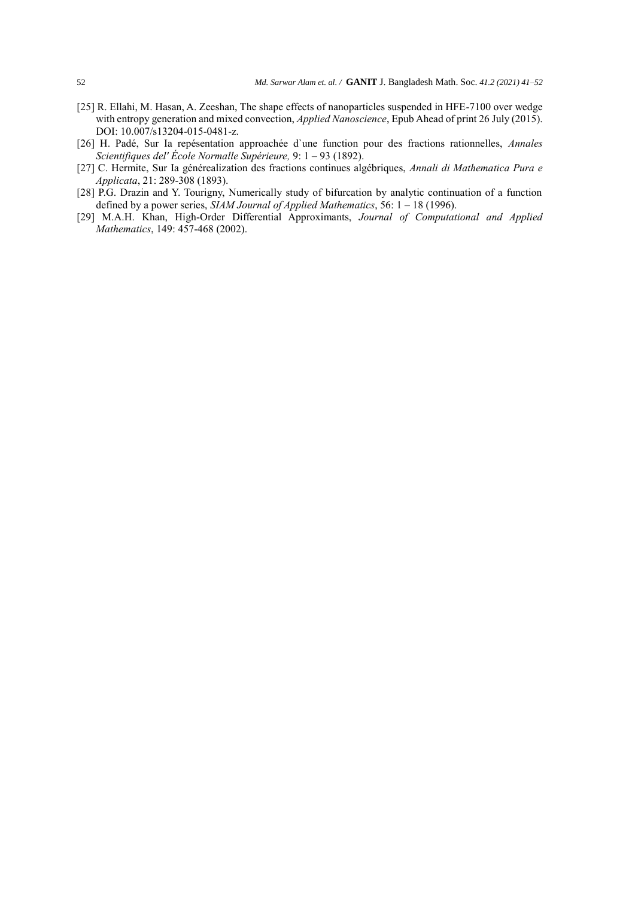[25] R. Ellahi, M. Hasan, A. Zeeshan, The shape effects of nanoparticles suspended in HFE-7100 over wedge with entropy generation and mixed convection, *Applied Nanoscience*, Epub Ahead of print 26 July (2015). DOI: 10.007/s13204-015-0481-z.

[26] H. Padé, Sur Ia repésentation approachée d`une function pour des fractions rationnelles, *Annales Scientifiques del' École Normalle Supérieure,* 9: 1 – 93 (1892).

[27] C. Hermite, Sur Ia génére­alization des fractions continues algébriques, *Annali di Mathematica Pura e Applicata*, 21: 289-308 (1893).

[28] P.G. Drazin and Y. Tourigny, Numerically study of bifurcation by analytic continuation of a function defined by a power series, *SIAM Journal of Applied Mathematics*, 56: 1 – 18 (1996).

[29] M.A.H. Khan, High-Order Differential Approximants, *Journal of Computational and Applied Mathematics*, 149: 457-468 (2002).